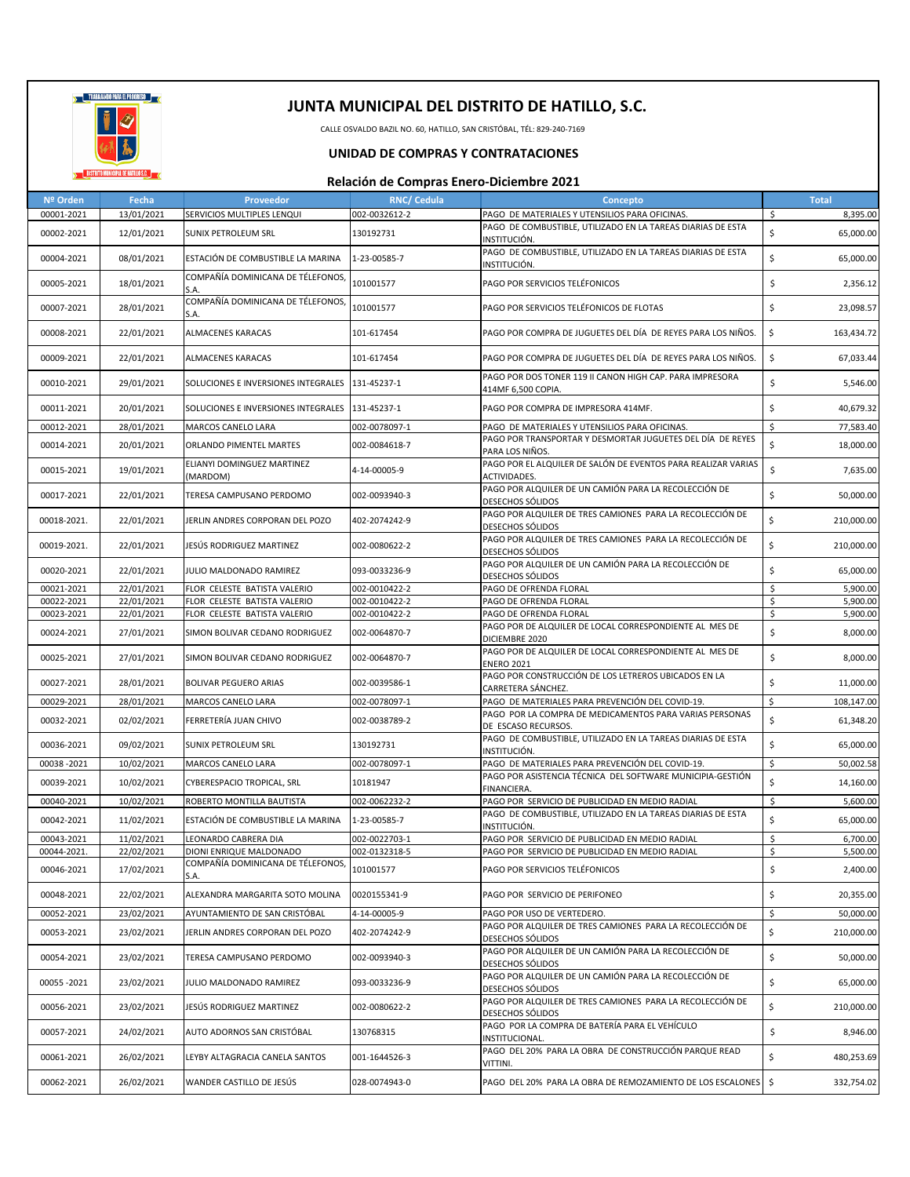# JUNTA MUNICIPAL DEL DISTRITO DE HATILLO, S.C.

CALLE OSVALDO BAZIL NO. 60, HATILLO, SAN CRISTÓBAL, TÉL: 829-240-7169

## UNIDAD DE COMPRAS Y CONTRATACIONES

### Relación de Compras Enero-Diciembre 2021

| Nº Orden | Fecha | Proveedor | RNC/ Cedula | Concepto | Total |
|---|---|---|---|---|---|
| 00001-2021 | 13/01/2021 | SERVICIOS MULTIPLES LENQUI | 002-0032612-2 | PAGO DE MATERIALES Y UTENSILIOS PARA OFICINAS. | $ 8,395.00 |
| 00002-2021 | 12/01/2021 | SUNIX PETROLEUM SRL | 130192731 | PAGO DE COMBUSTIBLE, UTILIZADO EN LA TAREAS DIARIAS DE ESTA INSTITUCIÓN. | $ 65,000.00 |
| 00004-2021 | 08/01/2021 | ESTACIÓN DE COMBUSTIBLE LA MARINA | 1-23-00585-7 | PAGO DE COMBUSTIBLE, UTILIZADO EN LA TAREAS DIARIAS DE ESTA INSTITUCIÓN. | $ 65,000.00 |
| 00005-2021 | 18/01/2021 | COMPAÑÍA DOMINICANA DE TÉLEFONOS, S.A. | 101001577 | PAGO POR SERVICIOS TELÉFONICOS | $ 2,356.12 |
| 00007-2021 | 28/01/2021 | COMPAÑÍA DOMINICANA DE TÉLEFONOS, S.A. | 101001577 | PAGO POR SERVICIOS TELÉFONICOS DE FLOTAS | $ 23,098.57 |
| 00008-2021 | 22/01/2021 | ALMACENES KARACAS | 101-617454 | PAGO POR COMPRA DE JUGUETES DEL DÍA DE REYES PARA LOS NIÑOS. | $ 163,434.72 |
| 00009-2021 | 22/01/2021 | ALMACENES KARACAS | 101-617454 | PAGO POR COMPRA DE JUGUETES DEL DÍA DE REYES PARA LOS NIÑOS. | $ 67,033.44 |
| 00010-2021 | 29/01/2021 | SOLUCIONES E INVERSIONES INTEGRALES | 131-45237-1 | PAGO POR DOS TONER 119 II CANON HIGH CAP. PARA IMPRESORA 414MF 6,500 COPIA. | $ 5,546.00 |
| 00011-2021 | 20/01/2021 | SOLUCIONES E INVERSIONES INTEGRALES | 131-45237-1 | PAGO POR COMPRA DE IMPRESORA 414MF. | $ 40,679.32 |
| 00012-2021 | 28/01/2021 | MARCOS CANELO LARA | 002-0078097-1 | PAGO DE MATERIALES Y UTENSILIOS PARA OFICINAS. | $ 77,583.40 |
| 00014-2021 | 20/01/2021 | ORLANDO PIMENTEL MARTES | 002-0084618-7 | PAGO POR TRANSPORTAR Y DESMORTAR JUGUETES DEL DÍA DE REYES PARA LOS NIÑOS. | $ 18,000.00 |
| 00015-2021 | 19/01/2021 | ELIANYI DOMINGUEZ MARTINEZ (MARDOM) | 4-14-00005-9 | PAGO POR EL ALQUILER DE SALÓN DE EVENTOS PARA REALIZAR VARIAS ACTIVIDADES. | $ 7,635.00 |
| 00017-2021 | 22/01/2021 | TERESA CAMPUSANO PERDOMO | 002-0093940-3 | PAGO POR ALQUILER DE UN CAMIÓN PARA LA RECOLECCIÓN DE DESECHOS SÓLIDOS | $ 50,000.00 |
| 00018-2021. | 22/01/2021 | JERLIN ANDRES CORPORAN DEL POZO | 402-2074242-9 | PAGO POR ALQUILER DE TRES CAMIONES PARA LA RECOLECCIÓN DE DESECHOS SÓLIDOS | $ 210,000.00 |
| 00019-2021. | 22/01/2021 | JESÚS RODRIGUEZ MARTINEZ | 002-0080622-2 | PAGO POR ALQUILER DE TRES CAMIONES PARA LA RECOLECCIÓN DE DESECHOS SÓLIDOS | $ 210,000.00 |
| 00020-2021 | 22/01/2021 | JULIO MALDONADO RAMIREZ | 093-0033236-9 | PAGO POR ALQUILER DE UN CAMIÓN PARA LA RECOLECCIÓN DE DESECHOS SÓLIDOS | $ 65,000.00 |
| 00021-2021 | 22/01/2021 | FLOR CELESTE BATISTA VALERIO | 002-0010422-2 | PAGO DE OFRENDA FLORAL | $ 5,900.00 |
| 00022-2021 | 22/01/2021 | FLOR CELESTE BATISTA VALERIO | 002-0010422-2 | PAGO DE OFRENDA FLORAL | $ 5,900.00 |
| 00023-2021 | 22/01/2021 | FLOR CELESTE BATISTA VALERIO | 002-0010422-2 | PAGO DE OFRENDA FLORAL | $ 5,900.00 |
| 00024-2021 | 27/01/2021 | SIMON BOLIVAR CEDANO RODRIGUEZ | 002-0064870-7 | PAGO POR DE ALQUILER DE LOCAL CORRESPONDIENTE AL MES DE DICIEMBRE 2020 | $ 8,000.00 |
| 00025-2021 | 27/01/2021 | SIMON BOLIVAR CEDANO RODRIGUEZ | 002-0064870-7 | PAGO POR DE ALQUILER DE LOCAL CORRESPONDIENTE AL MES DE ENERO 2021 | $ 8,000.00 |
| 00027-2021 | 28/01/2021 | BOLIVAR PEGUERO ARIAS | 002-0039586-1 | PAGO POR CONSTRUCCIÓN DE LOS LETREROS UBICADOS EN LA CARRETERA SÁNCHEZ. | $ 11,000.00 |
| 00029-2021 | 28/01/2021 | MARCOS CANELO LARA | 002-0078097-1 | PAGO DE MATERIALES PARA PREVENCIÓN DEL COVID-19. | $ 108,147.00 |
| 00032-2021 | 02/02/2021 | FERRETERÍA JUAN CHIVO | 002-0038789-2 | PAGO POR LA COMPRA DE MEDICAMENTOS PARA VARIAS PERSONAS DE ESCASO RECURSOS. | $ 61,348.20 |
| 00036-2021 | 09/02/2021 | SUNIX PETROLEUM SRL | 130192731 | PAGO DE COMBUSTIBLE, UTILIZADO EN LA TAREAS DIARIAS DE ESTA INSTITUCIÓN. | $ 65,000.00 |
| 00038 -2021 | 10/02/2021 | MARCOS CANELO LARA | 002-0078097-1 | PAGO DE MATERIALES PARA PREVENCIÓN DEL COVID-19. | $ 50,002.58 |
| 00039-2021 | 10/02/2021 | CYBERESPACIO TROPICAL, SRL | 10181947 | PAGO POR ASISTENCIA TÉCNICA DEL SOFTWARE MUNICIPIA-GESTIÓN FINANCIERA. | $ 14,160.00 |
| 00040-2021 | 10/02/2021 | ROBERTO MONTILLA BAUTISTA | 002-0062232-2 | PAGO POR SERVICIO DE PUBLICIDAD EN MEDIO RADIAL | $ 5,600.00 |
| 00042-2021 | 11/02/2021 | ESTACIÓN DE COMBUSTIBLE LA MARINA | 1-23-00585-7 | PAGO DE COMBUSTIBLE, UTILIZADO EN LA TAREAS DIARIAS DE ESTA INSTITUCIÓN. | $ 65,000.00 |
| 00043-2021 | 11/02/2021 | LEONARDO CABRERA DIA | 002-0022703-1 | PAGO POR SERVICIO DE PUBLICIDAD EN MEDIO RADIAL | $ 6,700.00 |
| 00044-2021. | 22/02/2021 | DIONI ENRIQUE MALDONADO | 002-0132318-5 | PAGO POR SERVICIO DE PUBLICIDAD EN MEDIO RADIAL | $ 5,500.00 |
| 00046-2021 | 17/02/2021 | COMPAÑÍA DOMINICANA DE TÉLEFONOS, S.A. | 101001577 | PAGO POR SERVICIOS TELÉFONICOS | $ 2,400.00 |
| 00048-2021 | 22/02/2021 | ALEXANDRA MARGARITA SOTO MOLINA | 0020155341-9 | PAGO POR SERVICIO DE PERIFONEO | $ 20,355.00 |
| 00052-2021 | 23/02/2021 | AYUNTAMIENTO DE SAN CRISTÓBAL | 4-14-00005-9 | PAGO POR USO DE VERTEDERO. | $ 50,000.00 |
| 00053-2021 | 23/02/2021 | JERLIN ANDRES CORPORAN DEL POZO | 402-2074242-9 | PAGO POR ALQUILER DE TRES CAMIONES PARA LA RECOLECCIÓN DE DESECHOS SÓLIDOS | $ 210,000.00 |
| 00054-2021 | 23/02/2021 | TERESA CAMPUSANO PERDOMO | 002-0093940-3 | PAGO POR ALQUILER DE UN CAMIÓN PARA LA RECOLECCIÓN DE DESECHOS SÓLIDOS | $ 50,000.00 |
| 00055 -2021 | 23/02/2021 | JULIO MALDONADO RAMIREZ | 093-0033236-9 | PAGO POR ALQUILER DE UN CAMIÓN PARA LA RECOLECCIÓN DE DESECHOS SÓLIDOS | $ 65,000.00 |
| 00056-2021 | 23/02/2021 | JESÚS RODRIGUEZ MARTINEZ | 002-0080622-2 | PAGO POR ALQUILER DE TRES CAMIONES PARA LA RECOLECCIÓN DE DESECHOS SÓLIDOS | $ 210,000.00 |
| 00057-2021 | 24/02/2021 | AUTO ADORNOS SAN CRISTÓBAL | 130768315 | PAGO POR LA COMPRA DE BATERÍA PARA EL VEHÍCULO INSTITUCIONAL. | $ 8,946.00 |
| 00061-2021 | 26/02/2021 | LEYBY ALTAGRACIA CANELA SANTOS | 001-1644526-3 | PAGO DEL 20% PARA LA OBRA DE CONSTRUCCIÓN PARQUE READ VITTINI. | $ 480,253.69 |
| 00062-2021 | 26/02/2021 | WANDER CASTILLO DE JESÚS | 028-0074943-0 | PAGO DEL 20% PARA LA OBRA DE REMOZAMIENTO DE LOS ESCALONES | $ 332,754.02 |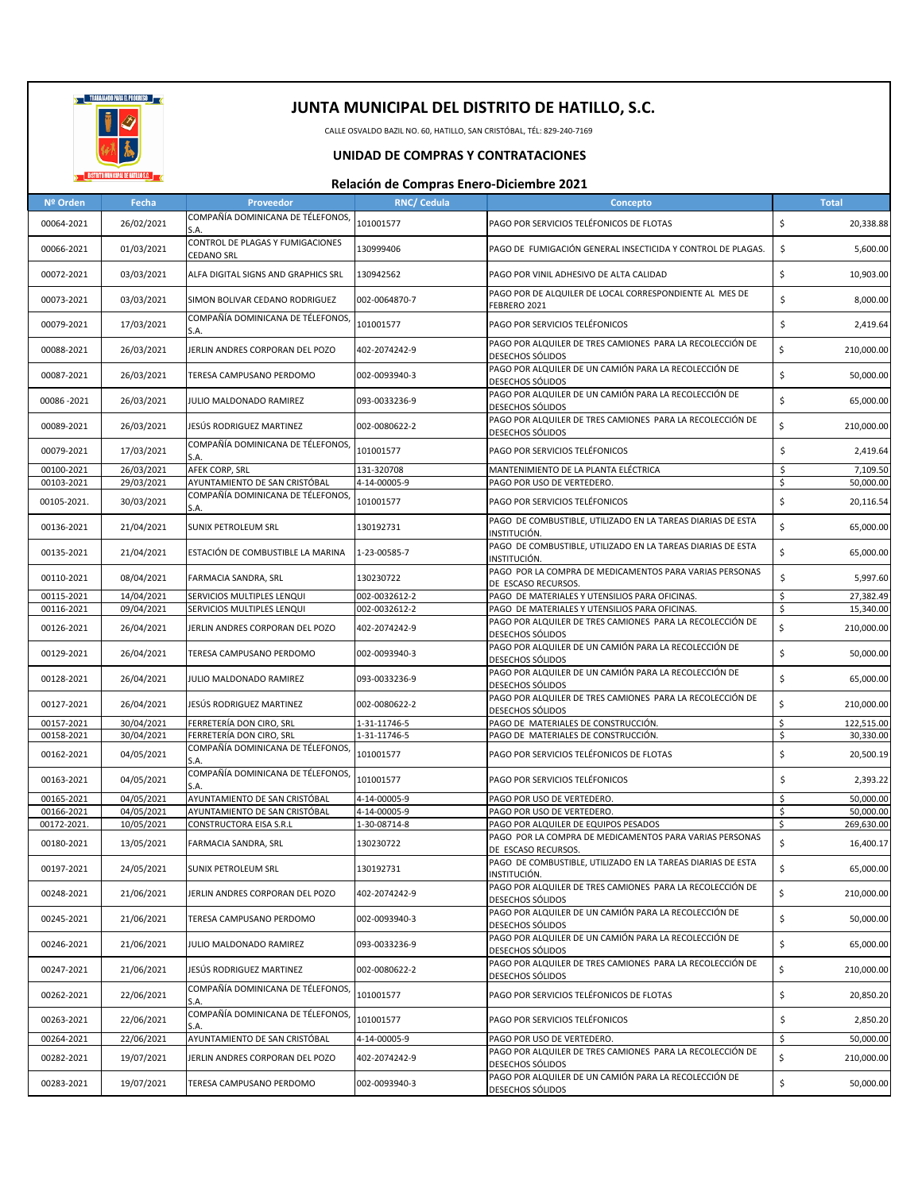# JUNTA MUNICIPAL DEL DISTRITO DE HATILLO, S.C.

CALLE OSVALDO BAZIL NO. 60, HATILLO, SAN CRISTÓBAL, TÉL: 829-240-7169

## UNIDAD DE COMPRAS Y CONTRATACIONES

### Relación de Compras Enero-Diciembre 2021

| Nº Orden | Fecha | Proveedor | RNC/ Cedula | Concepto | Total |
|---|---|---|---|---|---|
| 00064-2021 | 26/02/2021 | COMPAÑÍA DOMINICANA DE TÉLEFONOS, S.A. | 101001577 | PAGO POR SERVICIOS TELÉFONICOS DE FLOTAS | $ 20,338.88 |
| 00066-2021 | 01/03/2021 | CONTROL DE PLAGAS Y FUMIGACIONES CEDANO SRL | 130999406 | PAGO DE FUMIGACIÓN GENERAL INSECTICIDA Y CONTROL DE PLAGAS. | $ 5,600.00 |
| 00072-2021 | 03/03/2021 | ALFA DIGITAL SIGNS AND GRAPHICS SRL | 130942562 | PAGO POR VINIL ADHESIVO DE ALTA CALIDAD | $ 10,903.00 |
| 00073-2021 | 03/03/2021 | SIMON BOLIVAR CEDANO RODRIGUEZ | 002-0064870-7 | PAGO POR DE ALQUILER DE LOCAL CORRESPONDIENTE AL MES DE FEBRERO 2021 | $ 8,000.00 |
| 00079-2021 | 17/03/2021 | COMPAÑÍA DOMINICANA DE TÉLEFONOS, S.A. | 101001577 | PAGO POR SERVICIOS TELÉFONICOS | $ 2,419.64 |
| 00088-2021 | 26/03/2021 | JERLIN ANDRES CORPORAN DEL POZO | 402-2074242-9 | PAGO POR ALQUILER DE TRES CAMIONES PARA LA RECOLECCIÓN DE DESECHOS SÓLIDOS | $ 210,000.00 |
| 00087-2021 | 26/03/2021 | TERESA CAMPUSANO PERDOMO | 002-0093940-3 | PAGO POR ALQUILER DE UN CAMIÓN PARA LA RECOLECCIÓN DE DESECHOS SÓLIDOS | $ 50,000.00 |
| 00086 -2021 | 26/03/2021 | JULIO MALDONADO RAMIREZ | 093-0033236-9 | PAGO POR ALQUILER DE UN CAMIÓN PARA LA RECOLECCIÓN DE DESECHOS SÓLIDOS | $ 65,000.00 |
| 00089-2021 | 26/03/2021 | JESÚS RODRIGUEZ MARTINEZ | 002-0080622-2 | PAGO POR ALQUILER DE TRES CAMIONES PARA LA RECOLECCIÓN DE DESECHOS SÓLIDOS | $ 210,000.00 |
| 00079-2021 | 17/03/2021 | COMPAÑÍA DOMINICANA DE TÉLEFONOS, S.A. | 101001577 | PAGO POR SERVICIOS TELÉFONICOS | $ 2,419.64 |
| 00100-2021 | 26/03/2021 | AFEK CORP, SRL | 131-320708 | MANTENIMIENTO DE LA PLANTA ELÉCTRICA | $ 7,109.50 |
| 00103-2021 | 29/03/2021 | AYUNTAMIENTO DE SAN CRISTÓBAL | 4-14-00005-9 | PAGO POR USO DE VERTEDERO. | $ 50,000.00 |
| 00105-2021. | 30/03/2021 | COMPAÑÍA DOMINICANA DE TÉLEFONOS, S.A. | 101001577 | PAGO POR SERVICIOS TELÉFONICOS | $ 20,116.54 |
| 00136-2021 | 21/04/2021 | SUNIX PETROLEUM SRL | 130192731 | PAGO DE COMBUSTIBLE, UTILIZADO EN LA TAREAS DIARIAS DE ESTA INSTITUCIÓN. | $ 65,000.00 |
| 00135-2021 | 21/04/2021 | ESTACIÓN DE COMBUSTIBLE LA MARINA | 1-23-00585-7 | PAGO DE COMBUSTIBLE, UTILIZADO EN LA TAREAS DIARIAS DE ESTA INSTITUCIÓN. | $ 65,000.00 |
| 00110-2021 | 08/04/2021 | FARMACIA SANDRA, SRL | 130230722 | PAGO POR LA COMPRA DE MEDICAMENTOS PARA VARIAS PERSONAS DE ESCASO RECURSOS. | $ 5,997.60 |
| 00115-2021 | 14/04/2021 | SERVICIOS MULTIPLES LENQUI | 002-0032612-2 | PAGO DE MATERIALES Y UTENSILIOS PARA OFICINAS. | $ 27,382.49 |
| 00116-2021 | 09/04/2021 | SERVICIOS MULTIPLES LENQUI | 002-0032612-2 | PAGO DE MATERIALES Y UTENSILIOS PARA OFICINAS. | $ 15,340.00 |
| 00126-2021 | 26/04/2021 | JERLIN ANDRES CORPORAN DEL POZO | 402-2074242-9 | PAGO POR ALQUILER DE TRES CAMIONES PARA LA RECOLECCIÓN DE DESECHOS SÓLIDOS | $ 210,000.00 |
| 00129-2021 | 26/04/2021 | TERESA CAMPUSANO PERDOMO | 002-0093940-3 | PAGO POR ALQUILER DE UN CAMIÓN PARA LA RECOLECCIÓN DE DESECHOS SÓLIDOS | $ 50,000.00 |
| 00128-2021 | 26/04/2021 | JULIO MALDONADO RAMIREZ | 093-0033236-9 | PAGO POR ALQUILER DE UN CAMIÓN PARA LA RECOLECCIÓN DE DESECHOS SÓLIDOS | $ 65,000.00 |
| 00127-2021 | 26/04/2021 | JESÚS RODRIGUEZ MARTINEZ | 002-0080622-2 | PAGO POR ALQUILER DE TRES CAMIONES PARA LA RECOLECCIÓN DE DESECHOS SÓLIDOS | $ 210,000.00 |
| 00157-2021 | 30/04/2021 | FERRETERÍA DON CIRO, SRL | 1-31-11746-5 | PAGO DE MATERIALES DE CONSTRUCCIÓN. | $ 122,515.00 |
| 00158-2021 | 30/04/2021 | FERRETERÍA DON CIRO, SRL | 1-31-11746-5 | PAGO DE MATERIALES DE CONSTRUCCIÓN. | $ 30,330.00 |
| 00162-2021 | 04/05/2021 | COMPAÑÍA DOMINICANA DE TÉLEFONOS, S.A. | 101001577 | PAGO POR SERVICIOS TELÉFONICOS DE FLOTAS | $ 20,500.19 |
| 00163-2021 | 04/05/2021 | COMPAÑÍA DOMINICANA DE TÉLEFONOS, S.A. | 101001577 | PAGO POR SERVICIOS TELÉFONICOS | $ 2,393.22 |
| 00165-2021 | 04/05/2021 | AYUNTAMIENTO DE SAN CRISTÓBAL | 4-14-00005-9 | PAGO POR USO DE VERTEDERO. | $ 50,000.00 |
| 00166-2021 | 04/05/2021 | AYUNTAMIENTO DE SAN CRISTÓBAL | 4-14-00005-9 | PAGO POR USO DE VERTEDERO. | $ 50,000.00 |
| 00172-2021. | 10/05/2021 | CONSTRUCTORA EISA S.R.L | 1-30-08714-8 | PAGO POR ALQUILER DE EQUIPOS PESADOS | $ 269,630.00 |
| 00180-2021 | 13/05/2021 | FARMACIA SANDRA, SRL | 130230722 | PAGO POR LA COMPRA DE MEDICAMENTOS PARA VARIAS PERSONAS DE ESCASO RECURSOS. | $ 16,400.17 |
| 00197-2021 | 24/05/2021 | SUNIX PETROLEUM SRL | 130192731 | PAGO DE COMBUSTIBLE, UTILIZADO EN LA TAREAS DIARIAS DE ESTA INSTITUCIÓN. | $ 65,000.00 |
| 00248-2021 | 21/06/2021 | JERLIN ANDRES CORPORAN DEL POZO | 402-2074242-9 | PAGO POR ALQUILER DE TRES CAMIONES PARA LA RECOLECCIÓN DE DESECHOS SÓLIDOS | $ 210,000.00 |
| 00245-2021 | 21/06/2021 | TERESA CAMPUSANO PERDOMO | 002-0093940-3 | PAGO POR ALQUILER DE UN CAMIÓN PARA LA RECOLECCIÓN DE DESECHOS SÓLIDOS | $ 50,000.00 |
| 00246-2021 | 21/06/2021 | JULIO MALDONADO RAMIREZ | 093-0033236-9 | PAGO POR ALQUILER DE UN CAMIÓN PARA LA RECOLECCIÓN DE DESECHOS SÓLIDOS | $ 65,000.00 |
| 00247-2021 | 21/06/2021 | JESÚS RODRIGUEZ MARTINEZ | 002-0080622-2 | PAGO POR ALQUILER DE TRES CAMIONES PARA LA RECOLECCIÓN DE DESECHOS SÓLIDOS | $ 210,000.00 |
| 00262-2021 | 22/06/2021 | COMPAÑÍA DOMINICANA DE TÉLEFONOS, S.A. | 101001577 | PAGO POR SERVICIOS TELÉFONICOS DE FLOTAS | $ 20,850.20 |
| 00263-2021 | 22/06/2021 | COMPAÑÍA DOMINICANA DE TÉLEFONOS, S.A. | 101001577 | PAGO POR SERVICIOS TELÉFONICOS | $ 2,850.20 |
| 00264-2021 | 22/06/2021 | AYUNTAMIENTO DE SAN CRISTÓBAL | 4-14-00005-9 | PAGO POR USO DE VERTEDERO. | $ 50,000.00 |
| 00282-2021 | 19/07/2021 | JERLIN ANDRES CORPORAN DEL POZO | 402-2074242-9 | PAGO POR ALQUILER DE TRES CAMIONES PARA LA RECOLECCIÓN DE DESECHOS SÓLIDOS | $ 210,000.00 |
| 00283-2021 | 19/07/2021 | TERESA CAMPUSANO PERDOMO | 002-0093940-3 | PAGO POR ALQUILER DE UN CAMIÓN PARA LA RECOLECCIÓN DE DESECHOS SÓLIDOS | $ 50,000.00 |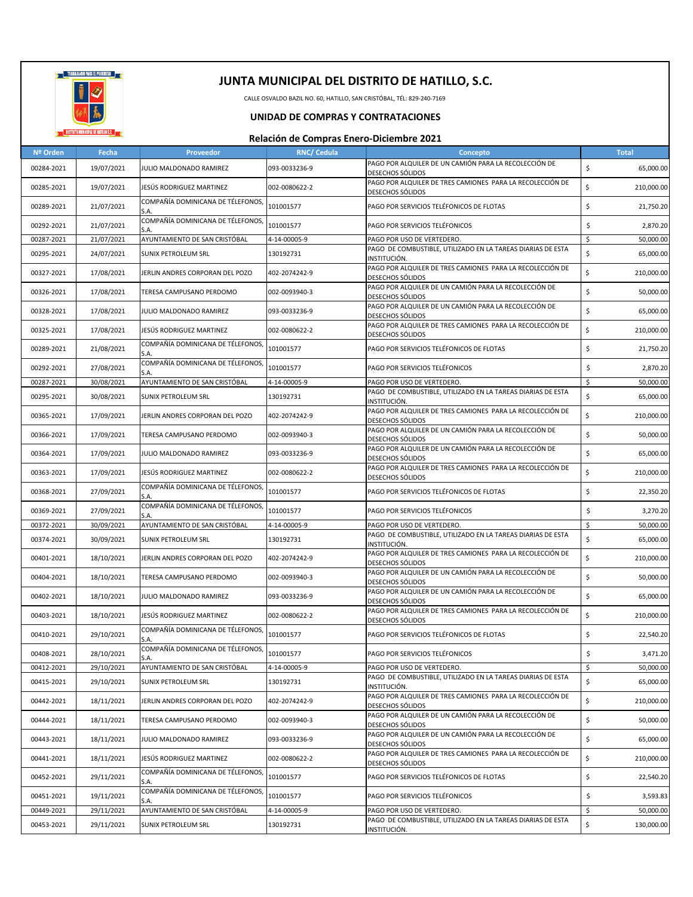# JUNTA MUNICIPAL DEL DISTRITO DE HATILLO, S.C.

CALLE OSVALDO BAZIL NO. 60, HATILLO, SAN CRISTÓBAL, TÉL: 829-240-7169

## UNIDAD DE COMPRAS Y CONTRATACIONES

### Relación de Compras Enero-Diciembre 2021

| Nº Orden | Fecha | Proveedor | RNC/ Cedula | Concepto | Total |
|---|---|---|---|---|---|
| 00284-2021 | 19/07/2021 | JULIO MALDONADO RAMIREZ | 093-0033236-9 | PAGO POR ALQUILER DE UN CAMIÓN PARA LA RECOLECCIÓN DE DESECHOS SÓLIDOS | $ 65,000.00 |
| 00285-2021 | 19/07/2021 | JESÚS RODRIGUEZ MARTINEZ | 002-0080622-2 | PAGO POR ALQUILER DE TRES CAMIONES PARA LA RECOLECCIÓN DE DESECHOS SÓLIDOS | $ 210,000.00 |
| 00289-2021 | 21/07/2021 | COMPAÑÍA DOMINICANA DE TÉLEFONOS, S.A. | 101001577 | PAGO POR SERVICIOS TELÉFONICOS DE FLOTAS | $ 21,750.20 |
| 00292-2021 | 21/07/2021 | COMPAÑÍA DOMINICANA DE TÉLEFONOS, S.A. | 101001577 | PAGO POR SERVICIOS TELÉFONICOS | $ 2,870.20 |
| 00287-2021 | 21/07/2021 | AYUNTAMIENTO DE SAN CRISTÓBAL | 4-14-00005-9 | PAGO POR USO DE VERTEDERO. | $ 50,000.00 |
| 00295-2021 | 24/07/2021 | SUNIX PETROLEUM SRL | 130192731 | PAGO DE COMBUSTIBLE, UTILIZADO EN LA TAREAS DIARIAS DE ESTA INSTITUCIÓN. | $ 65,000.00 |
| 00327-2021 | 17/08/2021 | JERLIN ANDRES CORPORAN DEL POZO | 402-2074242-9 | PAGO POR ALQUILER DE TRES CAMIONES PARA LA RECOLECCIÓN DE DESECHOS SÓLIDOS | $ 210,000.00 |
| 00326-2021 | 17/08/2021 | TERESA CAMPUSANO PERDOMO | 002-0093940-3 | PAGO POR ALQUILER DE UN CAMIÓN PARA LA RECOLECCIÓN DE DESECHOS SÓLIDOS | $ 50,000.00 |
| 00328-2021 | 17/08/2021 | JULIO MALDONADO RAMIREZ | 093-0033236-9 | PAGO POR ALQUILER DE UN CAMIÓN PARA LA RECOLECCIÓN DE DESECHOS SÓLIDOS | $ 65,000.00 |
| 00325-2021 | 17/08/2021 | JESÚS RODRIGUEZ MARTINEZ | 002-0080622-2 | PAGO POR ALQUILER DE TRES CAMIONES PARA LA RECOLECCIÓN DE DESECHOS SÓLIDOS | $ 210,000.00 |
| 00289-2021 | 21/08/2021 | COMPAÑÍA DOMINICANA DE TÉLEFONOS, S.A. | 101001577 | PAGO POR SERVICIOS TELÉFONICOS DE FLOTAS | $ 21,750.20 |
| 00292-2021 | 27/08/2021 | COMPAÑÍA DOMINICANA DE TÉLEFONOS, S.A. | 101001577 | PAGO POR SERVICIOS TELÉFONICOS | $ 2,870.20 |
| 00287-2021 | 30/08/2021 | AYUNTAMIENTO DE SAN CRISTÓBAL | 4-14-00005-9 | PAGO POR USO DE VERTEDERO. | $ 50,000.00 |
| 00295-2021 | 30/08/2021 | SUNIX PETROLEUM SRL | 130192731 | PAGO DE COMBUSTIBLE, UTILIZADO EN LA TAREAS DIARIAS DE ESTA INSTITUCIÓN. | $ 65,000.00 |
| 00365-2021 | 17/09/2021 | JERLIN ANDRES CORPORAN DEL POZO | 402-2074242-9 | PAGO POR ALQUILER DE TRES CAMIONES PARA LA RECOLECCIÓN DE DESECHOS SÓLIDOS | $ 210,000.00 |
| 00366-2021 | 17/09/2021 | TERESA CAMPUSANO PERDOMO | 002-0093940-3 | PAGO POR ALQUILER DE UN CAMIÓN PARA LA RECOLECCIÓN DE DESECHOS SÓLIDOS | $ 50,000.00 |
| 00364-2021 | 17/09/2021 | JULIO MALDONADO RAMIREZ | 093-0033236-9 | PAGO POR ALQUILER DE UN CAMIÓN PARA LA RECOLECCIÓN DE DESECHOS SÓLIDOS | $ 65,000.00 |
| 00363-2021 | 17/09/2021 | JESÚS RODRIGUEZ MARTINEZ | 002-0080622-2 | PAGO POR ALQUILER DE TRES CAMIONES PARA LA RECOLECCIÓN DE DESECHOS SÓLIDOS | $ 210,000.00 |
| 00368-2021 | 27/09/2021 | COMPAÑÍA DOMINICANA DE TÉLEFONOS, S.A. | 101001577 | PAGO POR SERVICIOS TELÉFONICOS DE FLOTAS | $ 22,350.20 |
| 00369-2021 | 27/09/2021 | COMPAÑÍA DOMINICANA DE TÉLEFONOS, S.A. | 101001577 | PAGO POR SERVICIOS TELÉFONICOS | $ 3,270.20 |
| 00372-2021 | 30/09/2021 | AYUNTAMIENTO DE SAN CRISTÓBAL | 4-14-00005-9 | PAGO POR USO DE VERTEDERO. | $ 50,000.00 |
| 00374-2021 | 30/09/2021 | SUNIX PETROLEUM SRL | 130192731 | PAGO DE COMBUSTIBLE, UTILIZADO EN LA TAREAS DIARIAS DE ESTA INSTITUCIÓN. | $ 65,000.00 |
| 00401-2021 | 18/10/2021 | JERLIN ANDRES CORPORAN DEL POZO | 402-2074242-9 | PAGO POR ALQUILER DE TRES CAMIONES PARA LA RECOLECCIÓN DE DESECHOS SÓLIDOS | $ 210,000.00 |
| 00404-2021 | 18/10/2021 | TERESA CAMPUSANO PERDOMO | 002-0093940-3 | PAGO POR ALQUILER DE UN CAMIÓN PARA LA RECOLECCIÓN DE DESECHOS SÓLIDOS | $ 50,000.00 |
| 00402-2021 | 18/10/2021 | JULIO MALDONADO RAMIREZ | 093-0033236-9 | PAGO POR ALQUILER DE UN CAMIÓN PARA LA RECOLECCIÓN DE DESECHOS SÓLIDOS | $ 65,000.00 |
| 00403-2021 | 18/10/2021 | JESÚS RODRIGUEZ MARTINEZ | 002-0080622-2 | PAGO POR ALQUILER DE TRES CAMIONES PARA LA RECOLECCIÓN DE DESECHOS SÓLIDOS | $ 210,000.00 |
| 00410-2021 | 29/10/2021 | COMPAÑÍA DOMINICANA DE TÉLEFONOS, S.A. | 101001577 | PAGO POR SERVICIOS TELÉFONICOS DE FLOTAS | $ 22,540.20 |
| 00408-2021 | 28/10/2021 | COMPAÑÍA DOMINICANA DE TÉLEFONOS, S.A. | 101001577 | PAGO POR SERVICIOS TELÉFONICOS | $ 3,471.20 |
| 00412-2021 | 29/10/2021 | AYUNTAMIENTO DE SAN CRISTÓBAL | 4-14-00005-9 | PAGO POR USO DE VERTEDERO. | $ 50,000.00 |
| 00415-2021 | 29/10/2021 | SUNIX PETROLEUM SRL | 130192731 | PAGO DE COMBUSTIBLE, UTILIZADO EN LA TAREAS DIARIAS DE ESTA INSTITUCIÓN. | $ 65,000.00 |
| 00442-2021 | 18/11/2021 | JERLIN ANDRES CORPORAN DEL POZO | 402-2074242-9 | PAGO POR ALQUILER DE TRES CAMIONES PARA LA RECOLECCIÓN DE DESECHOS SÓLIDOS | $ 210,000.00 |
| 00444-2021 | 18/11/2021 | TERESA CAMPUSANO PERDOMO | 002-0093940-3 | PAGO POR ALQUILER DE UN CAMIÓN PARA LA RECOLECCIÓN DE DESECHOS SÓLIDOS | $ 50,000.00 |
| 00443-2021 | 18/11/2021 | JULIO MALDONADO RAMIREZ | 093-0033236-9 | PAGO POR ALQUILER DE UN CAMIÓN PARA LA RECOLECCIÓN DE DESECHOS SÓLIDOS | $ 65,000.00 |
| 00441-2021 | 18/11/2021 | JESÚS RODRIGUEZ MARTINEZ | 002-0080622-2 | PAGO POR ALQUILER DE TRES CAMIONES PARA LA RECOLECCIÓN DE DESECHOS SÓLIDOS | $ 210,000.00 |
| 00452-2021 | 29/11/2021 | COMPAÑÍA DOMINICANA DE TÉLEFONOS, S.A. | 101001577 | PAGO POR SERVICIOS TELÉFONICOS DE FLOTAS | $ 22,540.20 |
| 00451-2021 | 19/11/2021 | COMPAÑÍA DOMINICANA DE TÉLEFONOS, S.A. | 101001577 | PAGO POR SERVICIOS TELÉFONICOS | $ 3,593.83 |
| 00449-2021 | 29/11/2021 | AYUNTAMIENTO DE SAN CRISTÓBAL | 4-14-00005-9 | PAGO POR USO DE VERTEDERO. | $ 50,000.00 |
| 00453-2021 | 29/11/2021 | SUNIX PETROLEUM SRL | 130192731 | PAGO DE COMBUSTIBLE, UTILIZADO EN LA TAREAS DIARIAS DE ESTA INSTITUCIÓN. | $ 130,000.00 |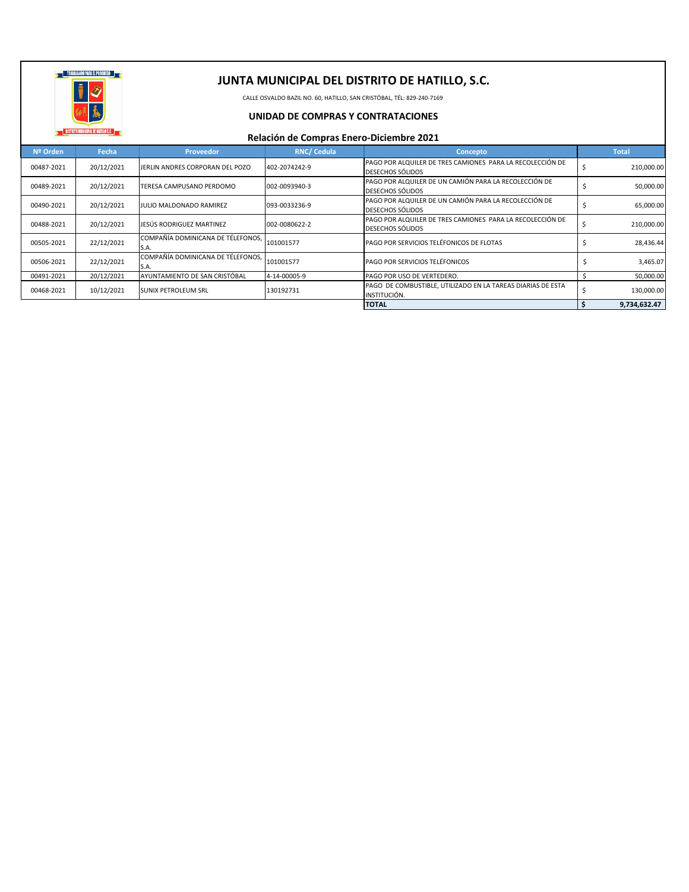# JUNTA MUNICIPAL DEL DISTRITO DE HATILLO, S.C.

CALLE OSVALDO BAZIL NO. 60, HATILLO, SAN CRISTÓBAL, TÉL: 829-240-7169

## UNIDAD DE COMPRAS Y CONTRATACIONES

### Relación de Compras Enero-Diciembre 2021

| Nº Orden | Fecha | Proveedor | RNC/ Cedula | Concepto | Total |
|---|---|---|---|---|---|
| 00487-2021 | 20/12/2021 | JERLIN ANDRES CORPORAN DEL POZO | 402-2074242-9 | PAGO POR ALQUILER DE TRES CAMIONES PARA LA RECOLECCIÓN DE DESECHOS SÓLIDOS | $ 210,000.00 |
| 00489-2021 | 20/12/2021 | TERESA CAMPUSANO PERDOMO | 002-0093940-3 | PAGO POR ALQUILER DE UN CAMIÓN PARA LA RECOLECCIÓN DE DESECHOS SÓLIDOS | $ 50,000.00 |
| 00490-2021 | 20/12/2021 | JULIO MALDONADO RAMIREZ | 093-0033236-9 | PAGO POR ALQUILER DE UN CAMIÓN PARA LA RECOLECCIÓN DE DESECHOS SÓLIDOS | $ 65,000.00 |
| 00488-2021 | 20/12/2021 | JESÚS RODRIGUEZ MARTINEZ | 002-0080622-2 | PAGO POR ALQUILER DE TRES CAMIONES PARA LA RECOLECCIÓN DE DESECHOS SÓLIDOS | $ 210,000.00 |
| 00505-2021 | 22/12/2021 | COMPAÑÍA DOMINICANA DE TÉLEFONOS, S.A. | 101001577 | PAGO POR SERVICIOS TELÉFONICOS DE FLOTAS | $ 28,436.44 |
| 00506-2021 | 22/12/2021 | COMPAÑÍA DOMINICANA DE TÉLEFONOS, S.A. | 101001577 | PAGO POR SERVICIOS TELÉFONICOS | $ 3,465.07 |
| 00491-2021 | 20/12/2021 | AYUNTAMIENTO DE SAN CRISTÓBAL | 4-14-00005-9 | PAGO POR USO DE VERTEDERO. | $ 50,000.00 |
| 00468-2021 | 10/12/2021 | SUNIX PETROLEUM SRL | 130192731 | PAGO DE COMBUSTIBLE, UTILIZADO EN LA TAREAS DIARIAS DE ESTA INSTITUCIÓN. | $ 130,000.00 |
| | | | | **TOTAL** | **$ 9,734,632.47** |